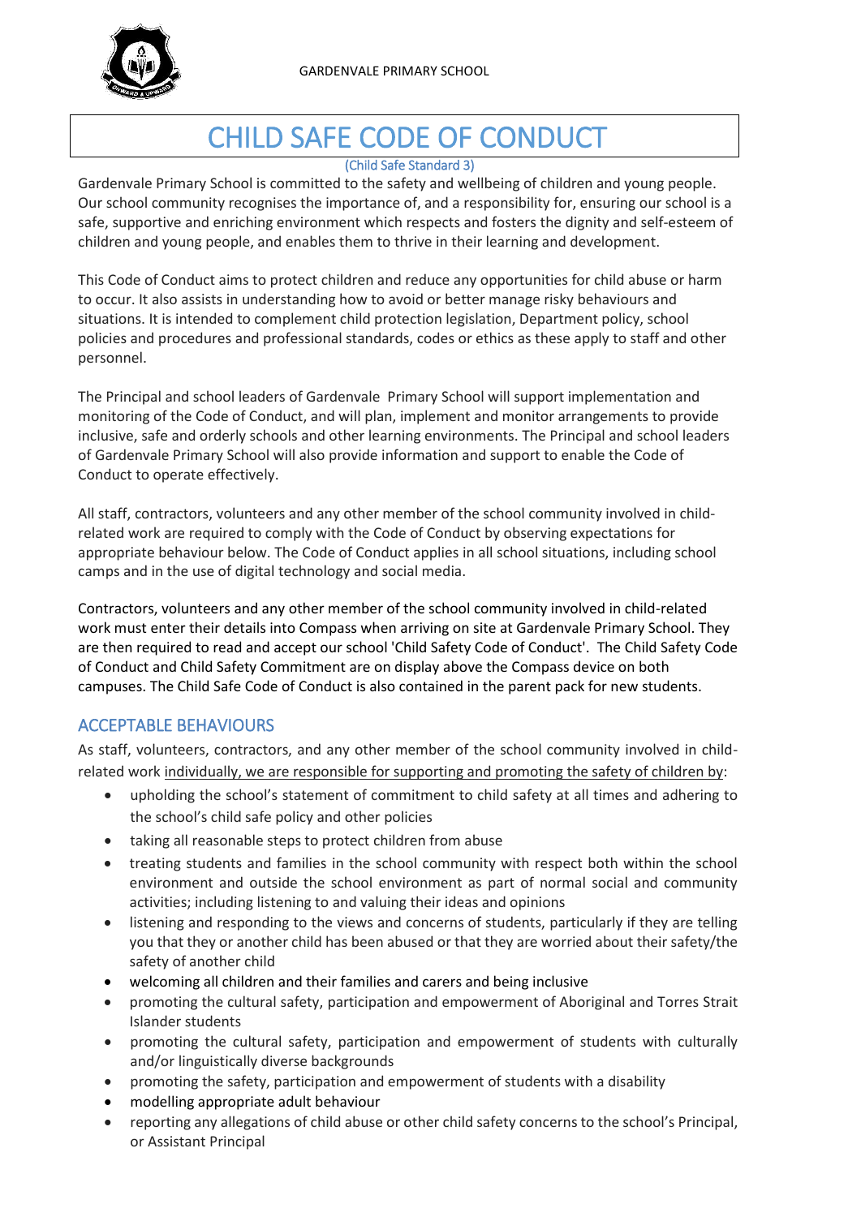GARDENVALE PRIMARY SCHOOL

# CHILD SAFE CODE OF CONDUCT

(Child Safe Standard 3)

Gardenvale Primary School is committed to the safety and wellbeing of children and young people. Our school community recognises the importance of, and a responsibility for, ensuring our school is a safe, supportive and enriching environment which respects and fosters the dignity and self-esteem of children and young people, and enables them to thrive in their learning and development.

This Code of Conduct aims to protect children and reduce any opportunities for child abuse or harm to occur. It also assists in understanding how to avoid or better manage risky behaviours and situations. It is intended to complement child protection legislation, Department policy, school policies and procedures and professional standards, codes or ethics as these apply to staff and other personnel.

The Principal and school leaders of Gardenvale Primary School will support implementation and monitoring of the Code of Conduct, and will plan, implement and monitor arrangements to provide inclusive, safe and orderly schools and other learning environments. The Principal and school leaders of Gardenvale Primary School will also provide information and support to enable the Code of Conduct to operate effectively.

All staff, contractors, volunteers and any other member of the school community involved in child-related work are required to comply with the Code of Conduct by observing expectations for appropriate behaviour below. The Code of Conduct applies in all school situations, including school camps and in the use of digital technology and social media.

Contractors, volunteers and any other member of the school community involved in child-related work must enter their details into Compass when arriving on site at Gardenvale Primary School. They are then required to read and accept our school 'Child Safety Code of Conduct'. The Child Safety Code of Conduct and Child Safety Commitment are on display above the Compass device on both campuses. The Child Safe Code of Conduct is also contained in the parent pack for new students.

## ACCEPTABLE BEHAVIOURS

As staff, volunteers, contractors, and any other member of the school community involved in child-related work individually, we are responsible for supporting and promoting the safety of children by:

- upholding the school's statement of commitment to child safety at all times and adhering to the school's child safe policy and other policies
- taking all reasonable steps to protect children from abuse
- treating students and families in the school community with respect both within the school environment and outside the school environment as part of normal social and community activities; including listening to and valuing their ideas and opinions
- listening and responding to the views and concerns of students, particularly if they are telling you that they or another child has been abused or that they are worried about their safety/the safety of another child
- welcoming all children and their families and carers and being inclusive
- promoting the cultural safety, participation and empowerment of Aboriginal and Torres Strait Islander students
- promoting the cultural safety, participation and empowerment of students with culturally and/or linguistically diverse backgrounds
- promoting the safety, participation and empowerment of students with a disability
- modelling appropriate adult behaviour
- reporting any allegations of child abuse or other child safety concerns to the school's Principal, or Assistant Principal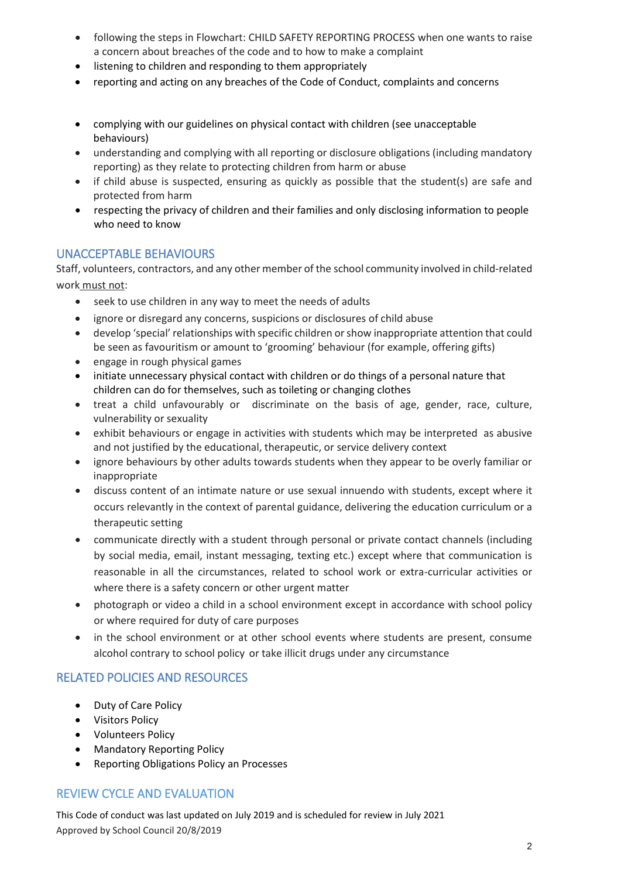- following the steps in Flowchart: CHILD SAFETY REPORTING PROCESS when one wants to raise a concern about breaches of the code and to how to make a complaint
- listening to children and responding to them appropriately
- reporting and acting on any breaches of the Code of Conduct, complaints and concerns

- complying with our guidelines on physical contact with children (see unacceptable behaviours)
- understanding and complying with all reporting or disclosure obligations (including mandatory reporting) as they relate to protecting children from harm or abuse
- if child abuse is suspected, ensuring as quickly as possible that the student(s) are safe and protected from harm
- respecting the privacy of children and their families and only disclosing information to people who need to know

## UNACCEPTABLE BEHAVIOURS

Staff, volunteers, contractors, and any other member of the school community involved in child-related work must not:

- seek to use children in any way to meet the needs of adults
- ignore or disregard any concerns, suspicions or disclosures of child abuse
- develop 'special' relationships with specific children or show inappropriate attention that could be seen as favouritism or amount to 'grooming' behaviour (for example, offering gifts)
- engage in rough physical games
- initiate unnecessary physical contact with children or do things of a personal nature that children can do for themselves, such as toileting or changing clothes
- treat a child unfavourably or discriminate on the basis of age, gender, race, culture, vulnerability or sexuality
- exhibit behaviours or engage in activities with students which may be interpreted as abusive and not justified by the educational, therapeutic, or service delivery context
- ignore behaviours by other adults towards students when they appear to be overly familiar or inappropriate
- discuss content of an intimate nature or use sexual innuendo with students, except where it occurs relevantly in the context of parental guidance, delivering the education curriculum or a therapeutic setting
- communicate directly with a student through personal or private contact channels (including by social media, email, instant messaging, texting etc.) except where that communication is reasonable in all the circumstances, related to school work or extra-curricular activities or where there is a safety concern or other urgent matter
- photograph or video a child in a school environment except in accordance with school policy or where required for duty of care purposes
- in the school environment or at other school events where students are present, consume alcohol contrary to school policy or take illicit drugs under any circumstance

## RELATED POLICIES AND RESOURCES

- Duty of Care Policy
- Visitors Policy
- Volunteers Policy
- Mandatory Reporting Policy
- Reporting Obligations Policy an Processes

## REVIEW CYCLE AND EVALUATION

This Code of conduct was last updated on July 2019 and is scheduled for review in July 2021
Approved by School Council 20/8/2019